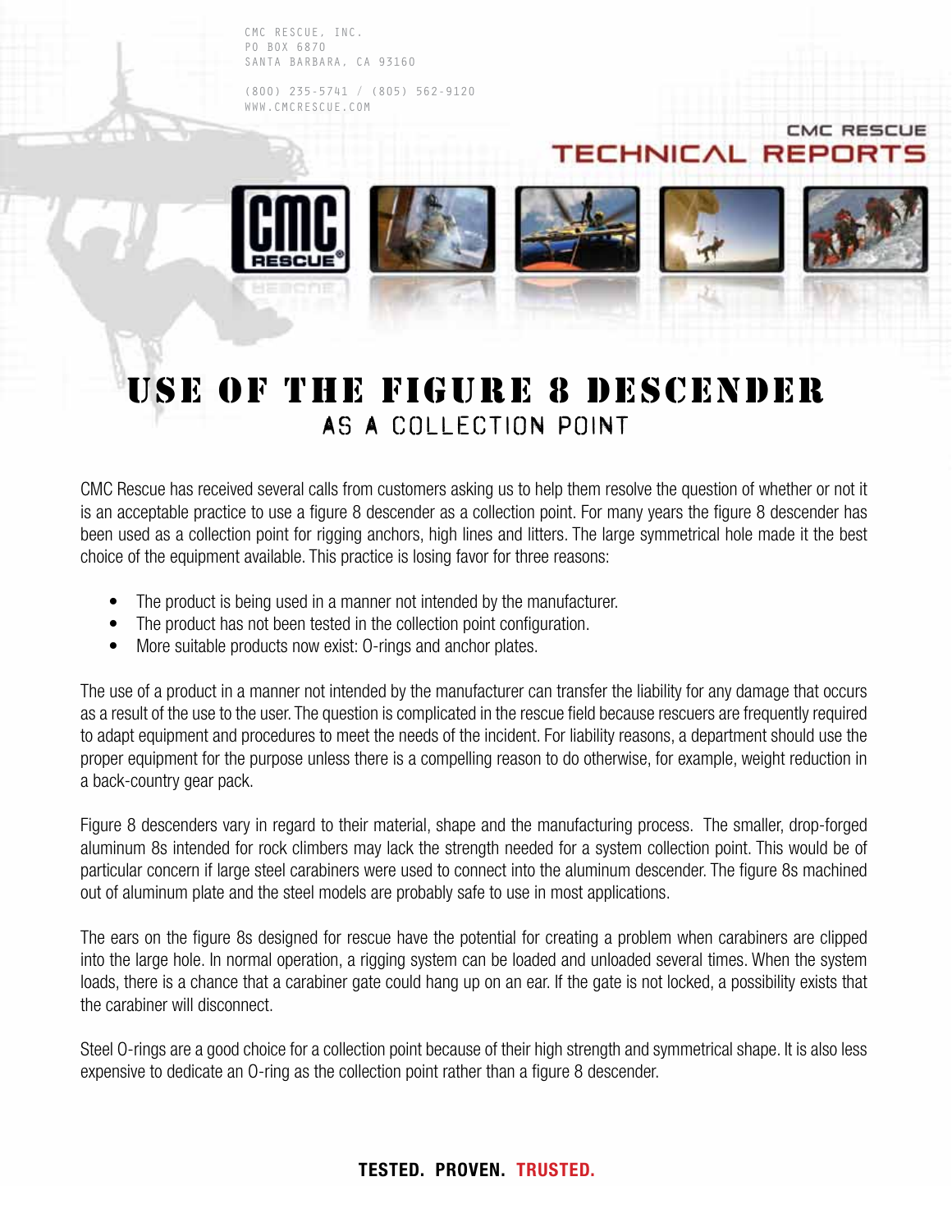CMC RESCUE, INC.
PO BOX 6870
SANTA BARBARA, CA 93160

(800) 235-5741 / (805) 562-9120
WWW.CMCRESCUE.COM

CMC RESCUE
TECHNICAL REPORTS

# USE OF THE FIGURE 8 DESCENDER
## AS A COLLECTION POINT

CMC Rescue has received several calls from customers asking us to help them resolve the question of whether or not it is an acceptable practice to use a figure 8 descender as a collection point. For many years the figure 8 descender has been used as a collection point for rigging anchors, high lines and litters. The large symmetrical hole made it the best choice of the equipment available. This practice is losing favor for three reasons:

- The product is being used in a manner not intended by the manufacturer.
- The product has not been tested in the collection point configuration.
- More suitable products now exist: O-rings and anchor plates.

The use of a product in a manner not intended by the manufacturer can transfer the liability for any damage that occurs as a result of the use to the user. The question is complicated in the rescue field because rescuers are frequently required to adapt equipment and procedures to meet the needs of the incident. For liability reasons, a department should use the proper equipment for the purpose unless there is a compelling reason to do otherwise, for example, weight reduction in a back-country gear pack.

Figure 8 descenders vary in regard to their material, shape and the manufacturing process. The smaller, drop-forged aluminum 8s intended for rock climbers may lack the strength needed for a system collection point. This would be of particular concern if large steel carabiners were used to connect into the aluminum descender. The figure 8s machined out of aluminum plate and the steel models are probably safe to use in most applications.

The ears on the figure 8s designed for rescue have the potential for creating a problem when carabiners are clipped into the large hole. In normal operation, a rigging system can be loaded and unloaded several times. When the system loads, there is a chance that a carabiner gate could hang up on an ear. If the gate is not locked, a possibility exists that the carabiner will disconnect.

Steel O-rings are a good choice for a collection point because of their high strength and symmetrical shape. It is also less expensive to dedicate an O-ring as the collection point rather than a figure 8 descender.

**TESTED. PROVEN. TRUSTED.**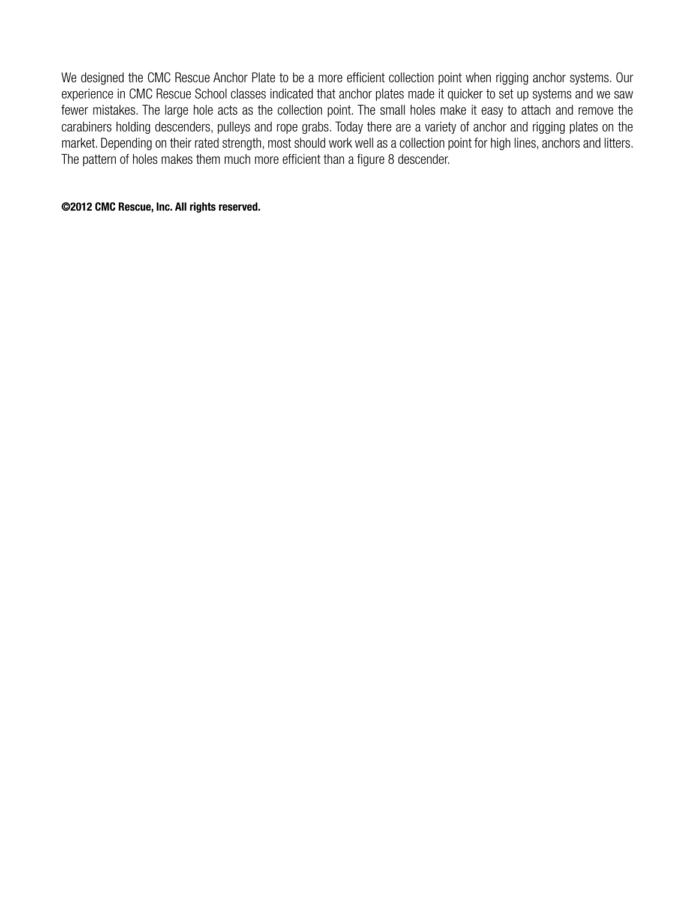We designed the CMC Rescue Anchor Plate to be a more efficient collection point when rigging anchor systems. Our experience in CMC Rescue School classes indicated that anchor plates made it quicker to set up systems and we saw fewer mistakes. The large hole acts as the collection point. The small holes make it easy to attach and remove the carabiners holding descenders, pulleys and rope grabs. Today there are a variety of anchor and rigging plates on the market. Depending on their rated strength, most should work well as a collection point for high lines, anchors and litters. The pattern of holes makes them much more efficient than a figure 8 descender.

**©2012 CMC Rescue, Inc. All rights reserved.**